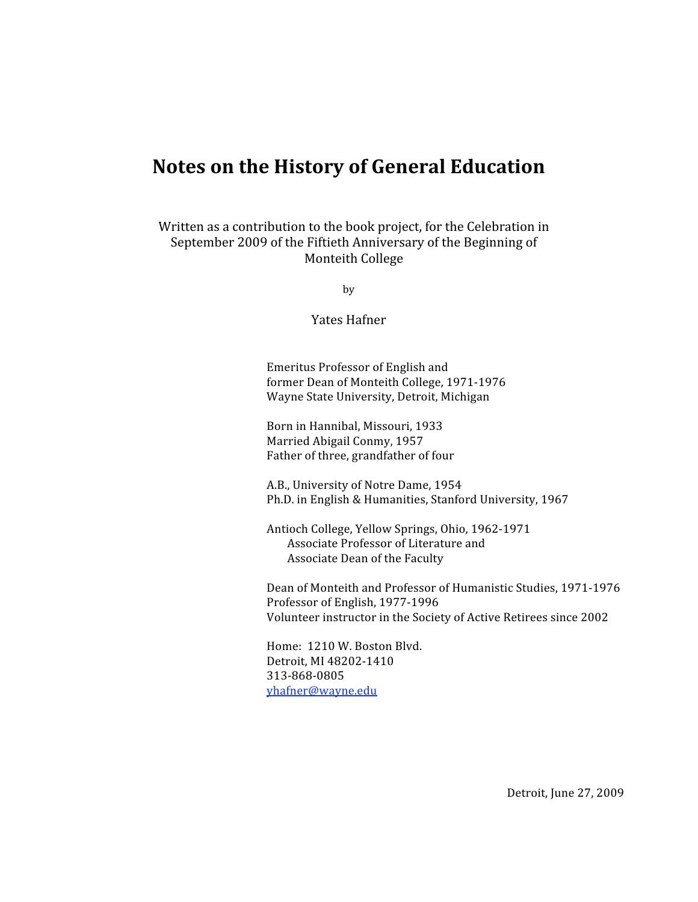# Notes on the History of General Education

Written as a contribution to the book project, for the Celebration in September 2009 of the Fiftieth Anniversary of the Beginning of Monteith College

by

Yates Hafner

Emeritus Professor of English and
former Dean of Monteith College, 1971-1976
Wayne State University, Detroit, Michigan

Born in Hannibal, Missouri, 1933
Married Abigail Conmy, 1957
Father of three, grandfather of four

A.B., University of Notre Dame, 1954
Ph.D. in English & Humanities, Stanford University, 1967

Antioch College, Yellow Springs, Ohio, 1962-1971
 Associate Professor of Literature and
 Associate Dean of the Faculty

Dean of Monteith and Professor of Humanistic Studies, 1971-1976
Professor of English, 1977-1996
Volunteer instructor in the Society of Active Retirees since 2002

Home: 1210 W. Boston Blvd.
Detroit, MI 48202-1410
313-868-0805
yhafner@wayne.edu

Detroit, June 27, 2009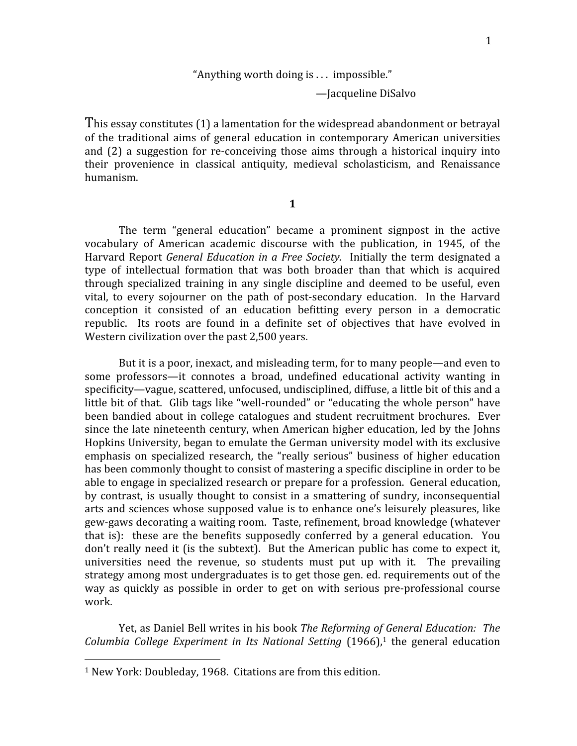> "Anything worth doing is . . . impossible."
>
> —Jacqueline DiSalvo

This essay constitutes (1) a lamentation for the widespread abandonment or betrayal of the traditional aims of general education in contemporary American universities and (2) a suggestion for re-conceiving those aims through a historical inquiry into their provenience in classical antiquity, medieval scholasticism, and Renaissance humanism.

## 1

The term "general education" became a prominent signpost in the active vocabulary of American academic discourse with the publication, in 1945, of the Harvard Report *General Education in a Free Society.* Initially the term designated a type of intellectual formation that was both broader than that which is acquired through specialized training in any single discipline and deemed to be useful, even vital, to every sojourner on the path of post-secondary education. In the Harvard conception it consisted of an education befitting every person in a democratic republic. Its roots are found in a definite set of objectives that have evolved in Western civilization over the past 2,500 years.

But it is a poor, inexact, and misleading term, for to many people—and even to some professors—it connotes a broad, undefined educational activity wanting in specificity—vague, scattered, unfocused, undisciplined, diffuse, a little bit of this and a little bit of that. Glib tags like "well-rounded" or "educating the whole person" have been bandied about in college catalogues and student recruitment brochures. Ever since the late nineteenth century, when American higher education, led by the Johns Hopkins University, began to emulate the German university model with its exclusive emphasis on specialized research, the "really serious" business of higher education has been commonly thought to consist of mastering a specific discipline in order to be able to engage in specialized research or prepare for a profession. General education, by contrast, is usually thought to consist in a smattering of sundry, inconsequential arts and sciences whose supposed value is to enhance one's leisurely pleasures, like gew-gaws decorating a waiting room. Taste, refinement, broad knowledge (whatever that is): these are the benefits supposedly conferred by a general education. You don't really need it (is the subtext). But the American public has come to expect it, universities need the revenue, so students must put up with it. The prevailing strategy among most undergraduates is to get those gen. ed. requirements out of the way as quickly as possible in order to get on with serious pre-professional course work.

Yet, as Daniel Bell writes in his book *The Reforming of General Education: The Columbia College Experiment in Its National Setting* (1966),[1] the general education

[1] New York: Doubleday, 1968. Citations are from this edition.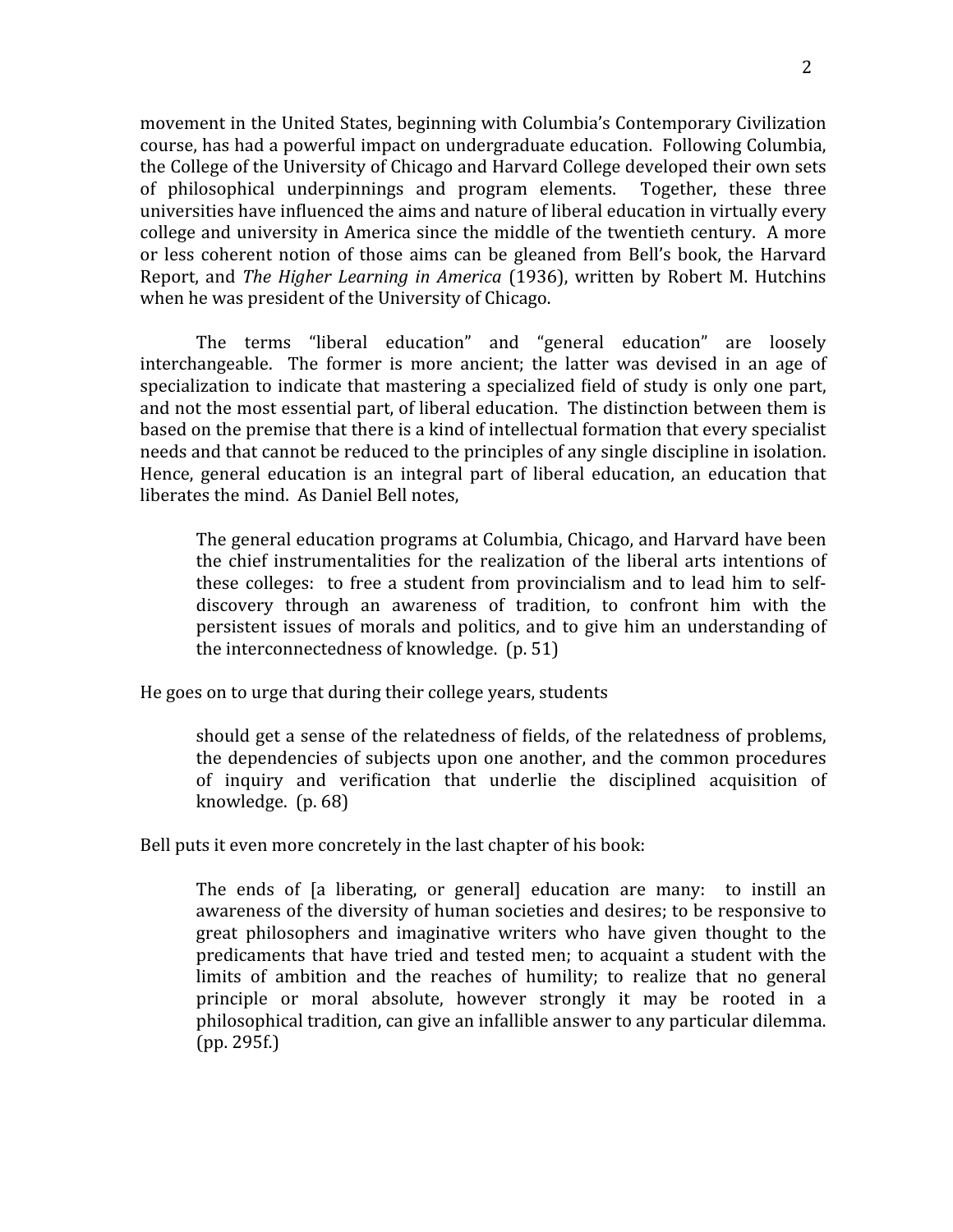movement in the United States, beginning with Columbia's Contemporary Civilization course, has had a powerful impact on undergraduate education. Following Columbia, the College of the University of Chicago and Harvard College developed their own sets of philosophical underpinnings and program elements. Together, these three universities have influenced the aims and nature of liberal education in virtually every college and university in America since the middle of the twentieth century. A more or less coherent notion of those aims can be gleaned from Bell's book, the Harvard Report, and *The Higher Learning in America* (1936), written by Robert M. Hutchins when he was president of the University of Chicago.

The terms "liberal education" and "general education" are loosely interchangeable. The former is more ancient; the latter was devised in an age of specialization to indicate that mastering a specialized field of study is only one part, and not the most essential part, of liberal education. The distinction between them is based on the premise that there is a kind of intellectual formation that every specialist needs and that cannot be reduced to the principles of any single discipline in isolation. Hence, general education is an integral part of liberal education, an education that liberates the mind. As Daniel Bell notes,

> The general education programs at Columbia, Chicago, and Harvard have been the chief instrumentalities for the realization of the liberal arts intentions of these colleges: to free a student from provincialism and to lead him to self-discovery through an awareness of tradition, to confront him with the persistent issues of morals and politics, and to give him an understanding of the interconnectedness of knowledge. (p. 51)

He goes on to urge that during their college years, students

> should get a sense of the relatedness of fields, of the relatedness of problems, the dependencies of subjects upon one another, and the common procedures of inquiry and verification that underlie the disciplined acquisition of knowledge. (p. 68)

Bell puts it even more concretely in the last chapter of his book:

> The ends of [a liberating, or general] education are many: to instill an awareness of the diversity of human societies and desires; to be responsive to great philosophers and imaginative writers who have given thought to the predicaments that have tried and tested men; to acquaint a student with the limits of ambition and the reaches of humility; to realize that no general principle or moral absolute, however strongly it may be rooted in a philosophical tradition, can give an infallible answer to any particular dilemma. (pp. 295f.)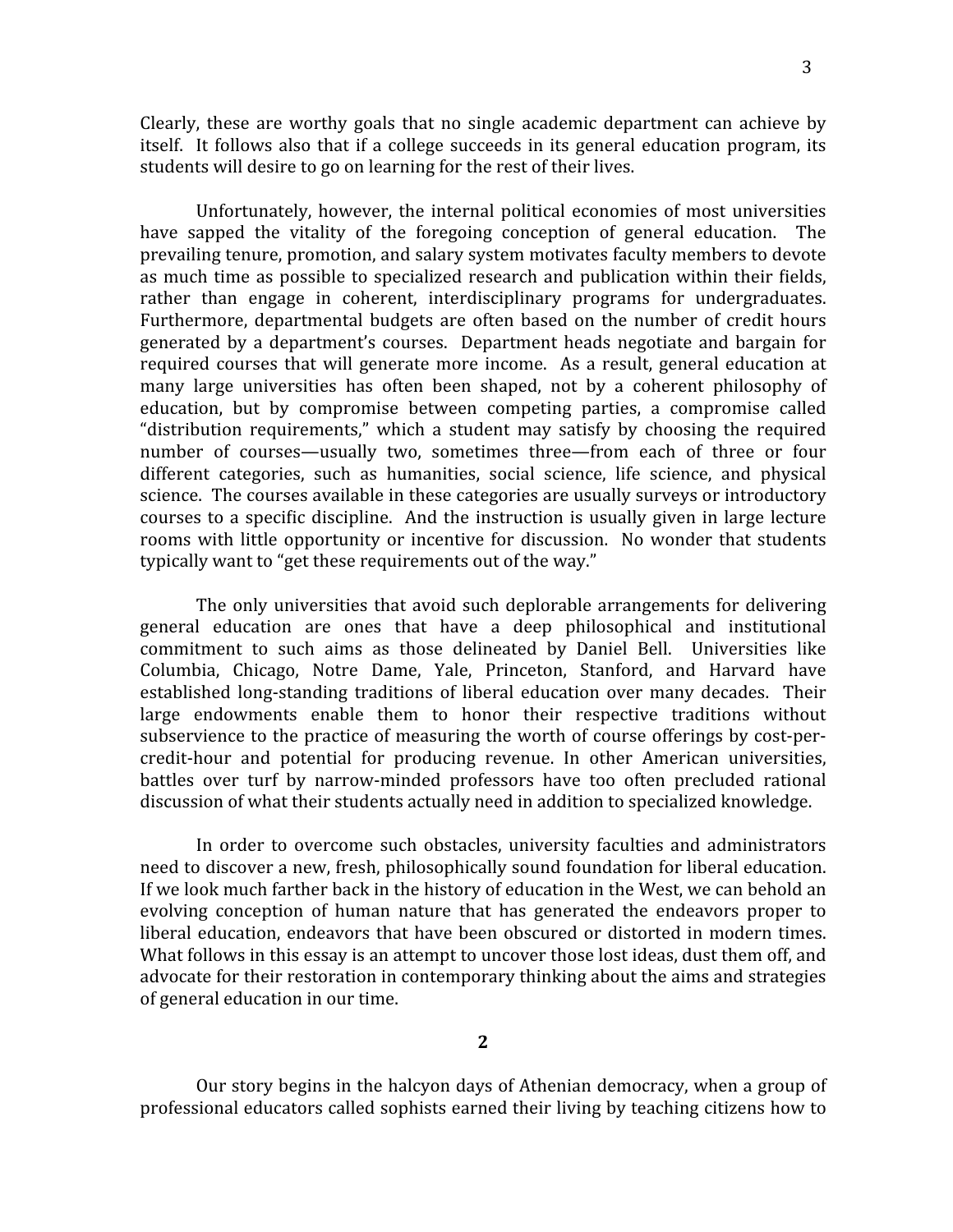Clearly, these are worthy goals that no single academic department can achieve by itself. It follows also that if a college succeeds in its general education program, its students will desire to go on learning for the rest of their lives.

Unfortunately, however, the internal political economies of most universities have sapped the vitality of the foregoing conception of general education. The prevailing tenure, promotion, and salary system motivates faculty members to devote as much time as possible to specialized research and publication within their fields, rather than engage in coherent, interdisciplinary programs for undergraduates. Furthermore, departmental budgets are often based on the number of credit hours generated by a department's courses. Department heads negotiate and bargain for required courses that will generate more income. As a result, general education at many large universities has often been shaped, not by a coherent philosophy of education, but by compromise between competing parties, a compromise called "distribution requirements," which a student may satisfy by choosing the required number of courses—usually two, sometimes three—from each of three or four different categories, such as humanities, social science, life science, and physical science. The courses available in these categories are usually surveys or introductory courses to a specific discipline. And the instruction is usually given in large lecture rooms with little opportunity or incentive for discussion. No wonder that students typically want to "get these requirements out of the way."

The only universities that avoid such deplorable arrangements for delivering general education are ones that have a deep philosophical and institutional commitment to such aims as those delineated by Daniel Bell. Universities like Columbia, Chicago, Notre Dame, Yale, Princeton, Stanford, and Harvard have established long-standing traditions of liberal education over many decades. Their large endowments enable them to honor their respective traditions without subservience to the practice of measuring the worth of course offerings by cost-per-credit-hour and potential for producing revenue. In other American universities, battles over turf by narrow-minded professors have too often precluded rational discussion of what their students actually need in addition to specialized knowledge.

In order to overcome such obstacles, university faculties and administrators need to discover a new, fresh, philosophically sound foundation for liberal education. If we look much farther back in the history of education in the West, we can behold an evolving conception of human nature that has generated the endeavors proper to liberal education, endeavors that have been obscured or distorted in modern times. What follows in this essay is an attempt to uncover those lost ideas, dust them off, and advocate for their restoration in contemporary thinking about the aims and strategies of general education in our time.

## 2

Our story begins in the halcyon days of Athenian democracy, when a group of professional educators called sophists earned their living by teaching citizens how to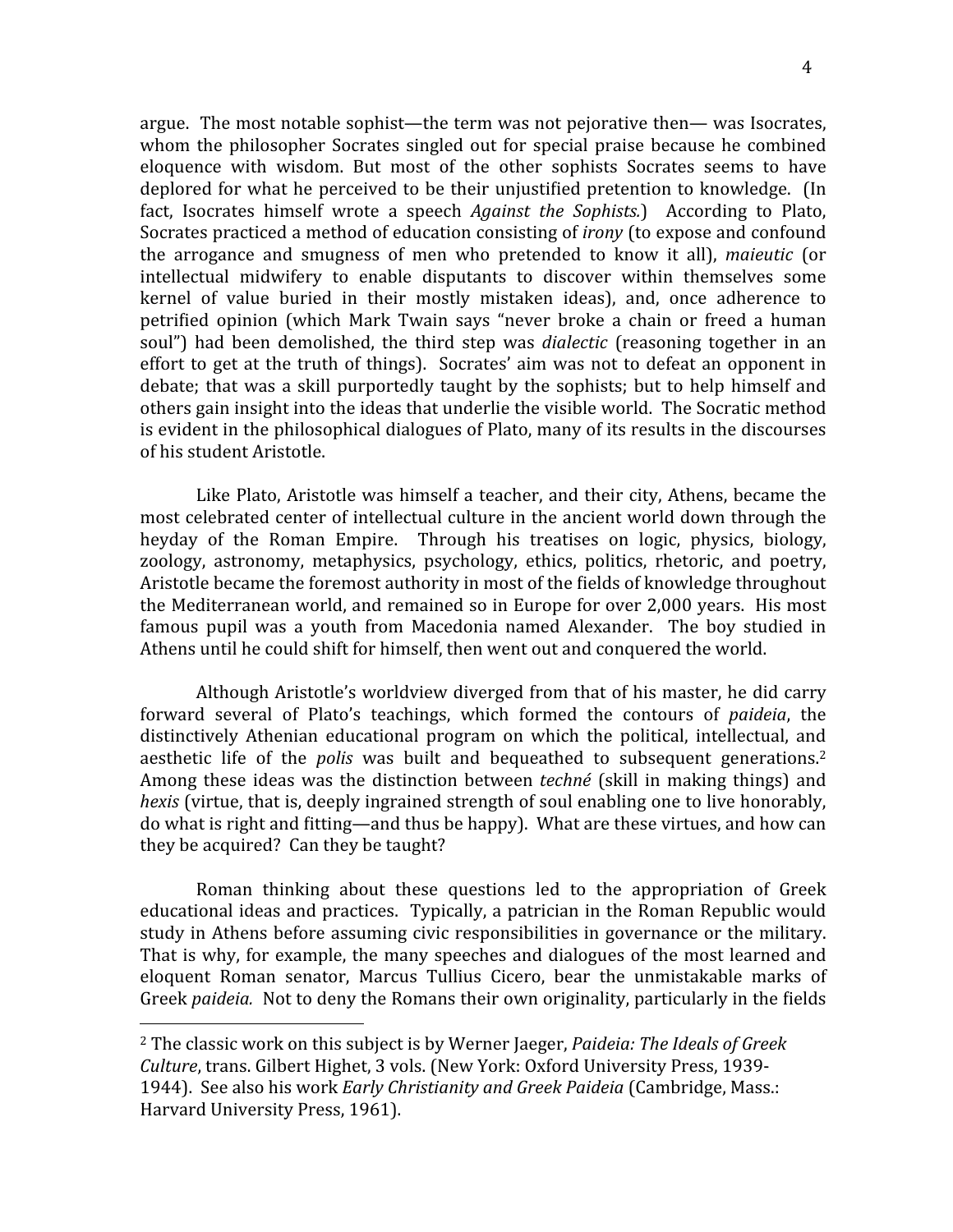argue. The most notable sophist—the term was not pejorative then— was Isocrates, whom the philosopher Socrates singled out for special praise because he combined eloquence with wisdom. But most of the other sophists Socrates seems to have deplored for what he perceived to be their unjustified pretention to knowledge. (In fact, Isocrates himself wrote a speech *Against the Sophists.*) According to Plato, Socrates practiced a method of education consisting of *irony* (to expose and confound the arrogance and smugness of men who pretended to know it all), *maieutic* (or intellectual midwifery to enable disputants to discover within themselves some kernel of value buried in their mostly mistaken ideas), and, once adherence to petrified opinion (which Mark Twain says "never broke a chain or freed a human soul") had been demolished, the third step was *dialectic* (reasoning together in an effort to get at the truth of things). Socrates' aim was not to defeat an opponent in debate; that was a skill purportedly taught by the sophists; but to help himself and others gain insight into the ideas that underlie the visible world. The Socratic method is evident in the philosophical dialogues of Plato, many of its results in the discourses of his student Aristotle.

Like Plato, Aristotle was himself a teacher, and their city, Athens, became the most celebrated center of intellectual culture in the ancient world down through the heyday of the Roman Empire. Through his treatises on logic, physics, biology, zoology, astronomy, metaphysics, psychology, ethics, politics, rhetoric, and poetry, Aristotle became the foremost authority in most of the fields of knowledge throughout the Mediterranean world, and remained so in Europe for over 2,000 years. His most famous pupil was a youth from Macedonia named Alexander. The boy studied in Athens until he could shift for himself, then went out and conquered the world.

Although Aristotle's worldview diverged from that of his master, he did carry forward several of Plato's teachings, which formed the contours of *paideia*, the distinctively Athenian educational program on which the political, intellectual, and aesthetic life of the *polis* was built and bequeathed to subsequent generations.[2] Among these ideas was the distinction between *techné* (skill in making things) and *hexis* (virtue, that is, deeply ingrained strength of soul enabling one to live honorably, do what is right and fitting—and thus be happy). What are these virtues, and how can they be acquired? Can they be taught?

Roman thinking about these questions led to the appropriation of Greek educational ideas and practices. Typically, a patrician in the Roman Republic would study in Athens before assuming civic responsibilities in governance or the military. That is why, for example, the many speeches and dialogues of the most learned and eloquent Roman senator, Marcus Tullius Cicero, bear the unmistakable marks of Greek *paideia.* Not to deny the Romans their own originality, particularly in the fields

---

[2] The classic work on this subject is by Werner Jaeger, *Paideia: The Ideals of Greek Culture*, trans. Gilbert Highet, 3 vols. (New York: Oxford University Press, 1939-1944). See also his work *Early Christianity and Greek Paideia* (Cambridge, Mass.: Harvard University Press, 1961).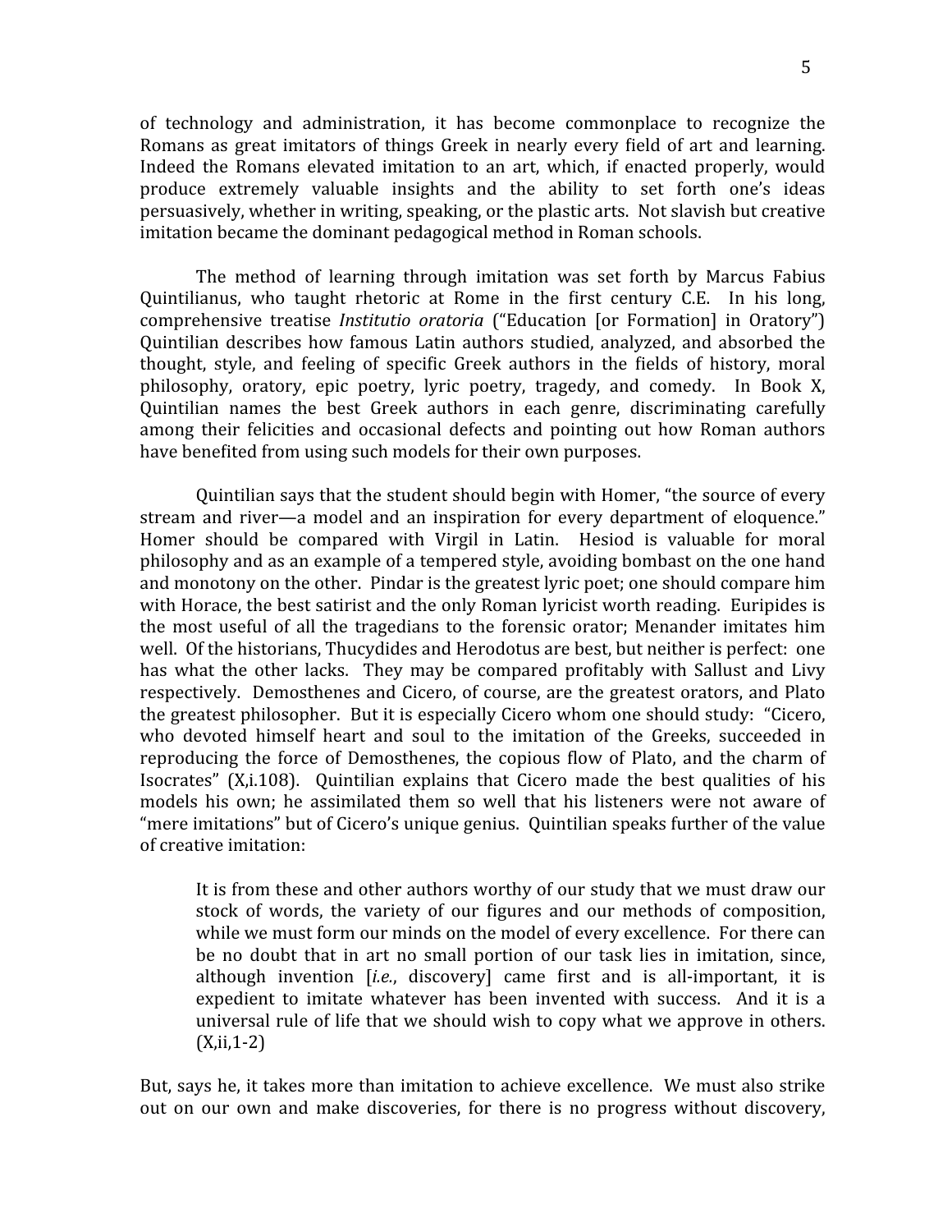of technology and administration, it has become commonplace to recognize the Romans as great imitators of things Greek in nearly every field of art and learning. Indeed the Romans elevated imitation to an art, which, if enacted properly, would produce extremely valuable insights and the ability to set forth one's ideas persuasively, whether in writing, speaking, or the plastic arts. Not slavish but creative imitation became the dominant pedagogical method in Roman schools.

The method of learning through imitation was set forth by Marcus Fabius Quintilianus, who taught rhetoric at Rome in the first century C.E. In his long, comprehensive treatise *Institutio oratoria* ("Education [or Formation] in Oratory") Quintilian describes how famous Latin authors studied, analyzed, and absorbed the thought, style, and feeling of specific Greek authors in the fields of history, moral philosophy, oratory, epic poetry, lyric poetry, tragedy, and comedy. In Book X, Quintilian names the best Greek authors in each genre, discriminating carefully among their felicities and occasional defects and pointing out how Roman authors have benefited from using such models for their own purposes.

Quintilian says that the student should begin with Homer, "the source of every stream and river—a model and an inspiration for every department of eloquence." Homer should be compared with Virgil in Latin. Hesiod is valuable for moral philosophy and as an example of a tempered style, avoiding bombast on the one hand and monotony on the other. Pindar is the greatest lyric poet; one should compare him with Horace, the best satirist and the only Roman lyricist worth reading. Euripides is the most useful of all the tragedians to the forensic orator; Menander imitates him well. Of the historians, Thucydides and Herodotus are best, but neither is perfect: one has what the other lacks. They may be compared profitably with Sallust and Livy respectively. Demosthenes and Cicero, of course, are the greatest orators, and Plato the greatest philosopher. But it is especially Cicero whom one should study: "Cicero, who devoted himself heart and soul to the imitation of the Greeks, succeeded in reproducing the force of Demosthenes, the copious flow of Plato, and the charm of Isocrates" (X,i.108). Quintilian explains that Cicero made the best qualities of his models his own; he assimilated them so well that his listeners were not aware of "mere imitations" but of Cicero's unique genius. Quintilian speaks further of the value of creative imitation:

> It is from these and other authors worthy of our study that we must draw our stock of words, the variety of our figures and our methods of composition, while we must form our minds on the model of every excellence. For there can be no doubt that in art no small portion of our task lies in imitation, since, although invention [*i.e.*, discovery] came first and is all-important, it is expedient to imitate whatever has been invented with success. And it is a universal rule of life that we should wish to copy what we approve in others. (X,ii,1-2)

But, says he, it takes more than imitation to achieve excellence. We must also strike out on our own and make discoveries, for there is no progress without discovery,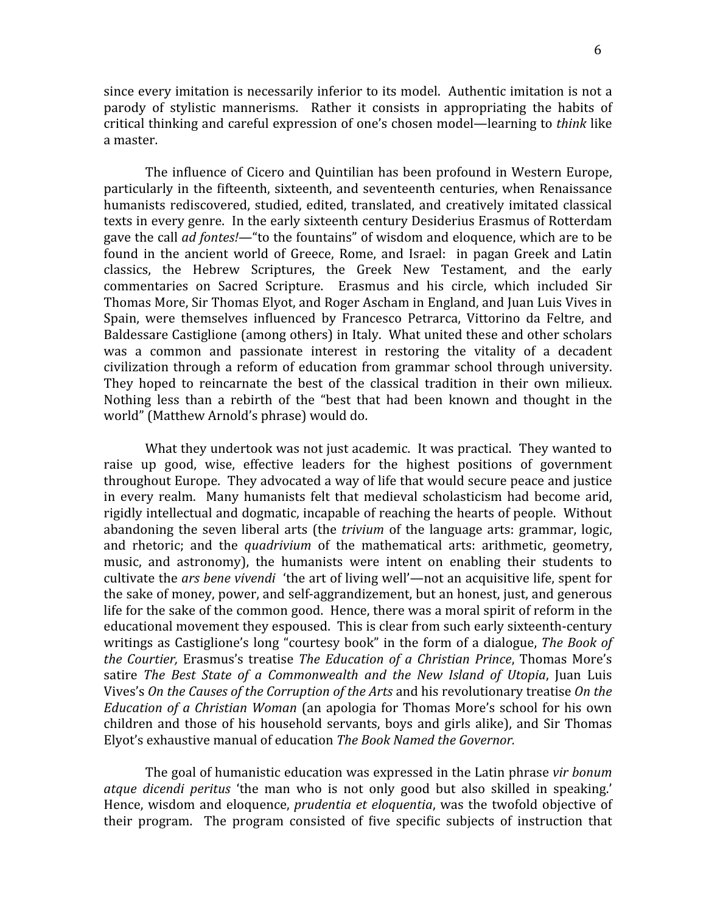since every imitation is necessarily inferior to its model. Authentic imitation is not a parody of stylistic mannerisms. Rather it consists in appropriating the habits of critical thinking and careful expression of one's chosen model—learning to *think* like a master.

The influence of Cicero and Quintilian has been profound in Western Europe, particularly in the fifteenth, sixteenth, and seventeenth centuries, when Renaissance humanists rediscovered, studied, edited, translated, and creatively imitated classical texts in every genre. In the early sixteenth century Desiderius Erasmus of Rotterdam gave the call *ad fontes!*—"to the fountains" of wisdom and eloquence, which are to be found in the ancient world of Greece, Rome, and Israel: in pagan Greek and Latin classics, the Hebrew Scriptures, the Greek New Testament, and the early commentaries on Sacred Scripture. Erasmus and his circle, which included Sir Thomas More, Sir Thomas Elyot, and Roger Ascham in England, and Juan Luis Vives in Spain, were themselves influenced by Francesco Petrarca, Vittorino da Feltre, and Baldessare Castiglione (among others) in Italy. What united these and other scholars was a common and passionate interest in restoring the vitality of a decadent civilization through a reform of education from grammar school through university. They hoped to reincarnate the best of the classical tradition in their own milieux. Nothing less than a rebirth of the "best that had been known and thought in the world" (Matthew Arnold's phrase) would do.

What they undertook was not just academic. It was practical. They wanted to raise up good, wise, effective leaders for the highest positions of government throughout Europe. They advocated a way of life that would secure peace and justice in every realm. Many humanists felt that medieval scholasticism had become arid, rigidly intellectual and dogmatic, incapable of reaching the hearts of people. Without abandoning the seven liberal arts (the *trivium* of the language arts: grammar, logic, and rhetoric; and the *quadrivium* of the mathematical arts: arithmetic, geometry, music, and astronomy), the humanists were intent on enabling their students to cultivate the *ars bene vivendi* 'the art of living well'—not an acquisitive life, spent for the sake of money, power, and self-aggrandizement, but an honest, just, and generous life for the sake of the common good. Hence, there was a moral spirit of reform in the educational movement they espoused. This is clear from such early sixteenth-century writings as Castiglione's long "courtesy book" in the form of a dialogue, *The Book of the Courtier,* Erasmus's treatise *The Education of a Christian Prince*, Thomas More's satire *The Best State of a Commonwealth and the New Island of Utopia*, Juan Luis Vives's *On the Causes of the Corruption of the Arts* and his revolutionary treatise *On the Education of a Christian Woman* (an apologia for Thomas More's school for his own children and those of his household servants, boys and girls alike), and Sir Thomas Elyot's exhaustive manual of education *The Book Named the Governor.*

The goal of humanistic education was expressed in the Latin phrase *vir bonum atque dicendi peritus* 'the man who is not only good but also skilled in speaking.' Hence, wisdom and eloquence, *prudentia et eloquentia*, was the twofold objective of their program. The program consisted of five specific subjects of instruction that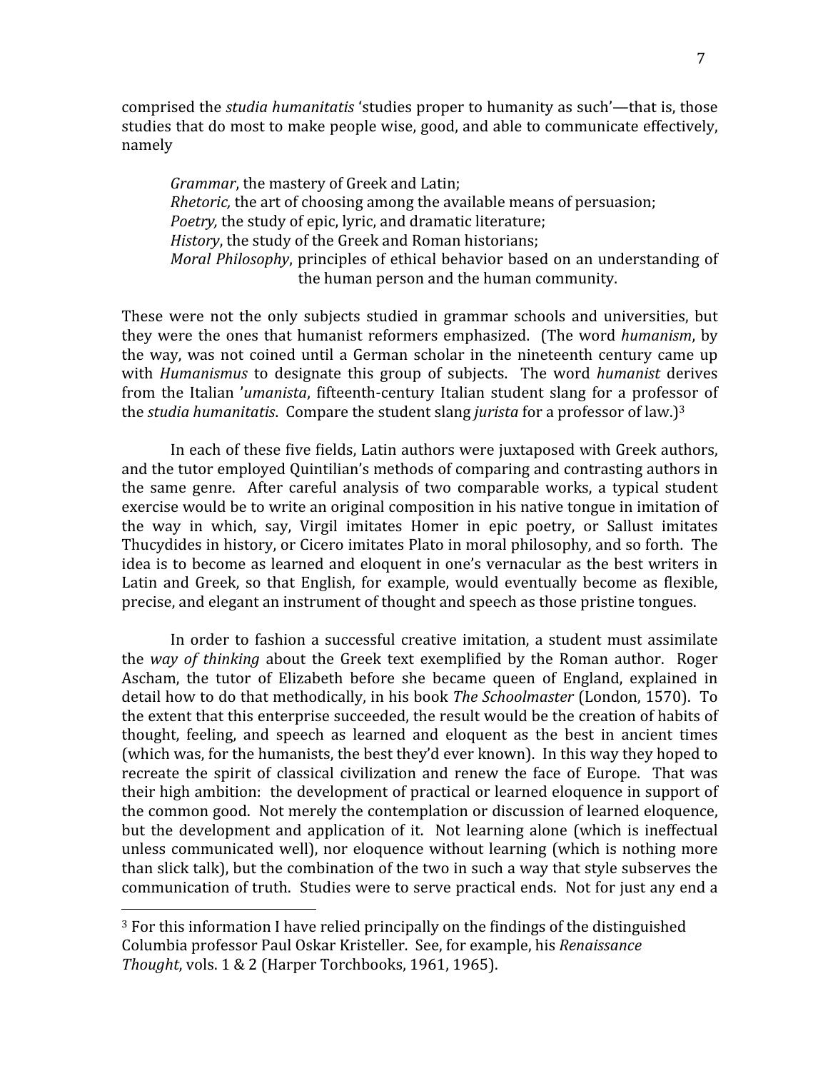comprised the *studia humanitatis* 'studies proper to humanity as such'—that is, those studies that do most to make people wise, good, and able to communicate effectively, namely

> *Grammar*, the mastery of Greek and Latin;
> *Rhetoric,* the art of choosing among the available means of persuasion;
> *Poetry,* the study of epic, lyric, and dramatic literature;
> *History*, the study of the Greek and Roman historians;
> *Moral Philosophy*, principles of ethical behavior based on an understanding of the human person and the human community.

These were not the only subjects studied in grammar schools and universities, but they were the ones that humanist reformers emphasized. (The word *humanism*, by the way, was not coined until a German scholar in the nineteenth century came up with *Humanismus* to designate this group of subjects. The word *humanist* derives from the Italian '*umanista*, fifteenth-century Italian student slang for a professor of the *studia humanitatis*. Compare the student slang *jurista* for a professor of law.)[3]

In each of these five fields, Latin authors were juxtaposed with Greek authors, and the tutor employed Quintilian's methods of comparing and contrasting authors in the same genre. After careful analysis of two comparable works, a typical student exercise would be to write an original composition in his native tongue in imitation of the way in which, say, Virgil imitates Homer in epic poetry, or Sallust imitates Thucydides in history, or Cicero imitates Plato in moral philosophy, and so forth. The idea is to become as learned and eloquent in one's vernacular as the best writers in Latin and Greek, so that English, for example, would eventually become as flexible, precise, and elegant an instrument of thought and speech as those pristine tongues.

In order to fashion a successful creative imitation, a student must assimilate the *way of thinking* about the Greek text exemplified by the Roman author. Roger Ascham, the tutor of Elizabeth before she became queen of England, explained in detail how to do that methodically, in his book *The Schoolmaster* (London, 1570). To the extent that this enterprise succeeded, the result would be the creation of habits of thought, feeling, and speech as learned and eloquent as the best in ancient times (which was, for the humanists, the best they'd ever known). In this way they hoped to recreate the spirit of classical civilization and renew the face of Europe. That was their high ambition: the development of practical or learned eloquence in support of the common good. Not merely the contemplation or discussion of learned eloquence, but the development and application of it. Not learning alone (which is ineffectual unless communicated well), nor eloquence without learning (which is nothing more than slick talk), but the combination of the two in such a way that style subserves the communication of truth. Studies were to serve practical ends. Not for just any end a

---

[3] For this information I have relied principally on the findings of the distinguished Columbia professor Paul Oskar Kristeller. See, for example, his *Renaissance Thought*, vols. 1 & 2 (Harper Torchbooks, 1961, 1965).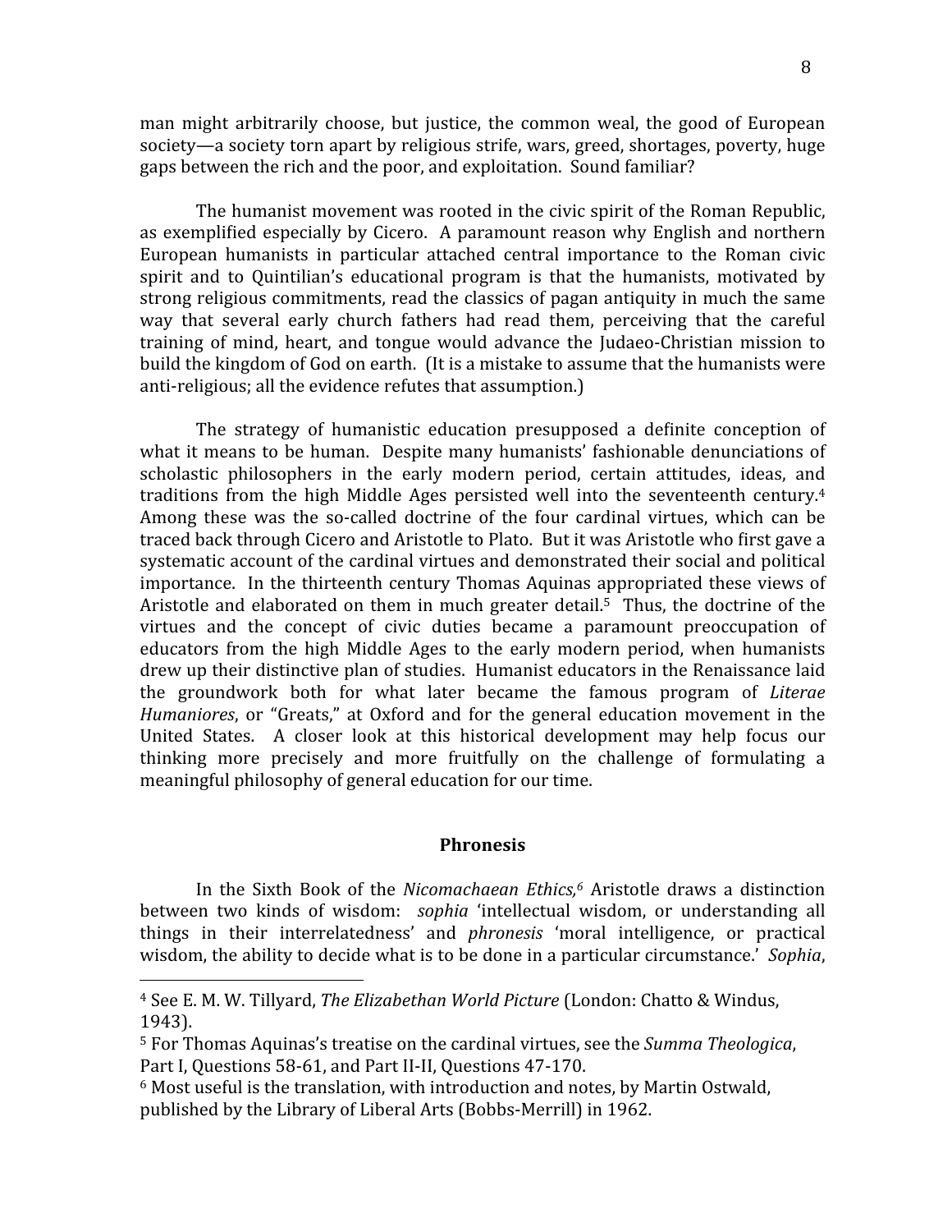man might arbitrarily choose, but justice, the common weal, the good of European society—a society torn apart by religious strife, wars, greed, shortages, poverty, huge gaps between the rich and the poor, and exploitation. Sound familiar?

The humanist movement was rooted in the civic spirit of the Roman Republic, as exemplified especially by Cicero. A paramount reason why English and northern European humanists in particular attached central importance to the Roman civic spirit and to Quintilian's educational program is that the humanists, motivated by strong religious commitments, read the classics of pagan antiquity in much the same way that several early church fathers had read them, perceiving that the careful training of mind, heart, and tongue would advance the Judaeo-Christian mission to build the kingdom of God on earth. (It is a mistake to assume that the humanists were anti-religious; all the evidence refutes that assumption.)

The strategy of humanistic education presupposed a definite conception of what it means to be human. Despite many humanists' fashionable denunciations of scholastic philosophers in the early modern period, certain attitudes, ideas, and traditions from the high Middle Ages persisted well into the seventeenth century.[4] Among these was the so-called doctrine of the four cardinal virtues, which can be traced back through Cicero and Aristotle to Plato. But it was Aristotle who first gave a systematic account of the cardinal virtues and demonstrated their social and political importance. In the thirteenth century Thomas Aquinas appropriated these views of Aristotle and elaborated on them in much greater detail.[5] Thus, the doctrine of the virtues and the concept of civic duties became a paramount preoccupation of educators from the high Middle Ages to the early modern period, when humanists drew up their distinctive plan of studies. Humanist educators in the Renaissance laid the groundwork both for what later became the famous program of *Literae Humaniores*, or "Greats," at Oxford and for the general education movement in the United States. A closer look at this historical development may help focus our thinking more precisely and more fruitfully on the challenge of formulating a meaningful philosophy of general education for our time.

## Phronesis

In the Sixth Book of the *Nicomachaean Ethics,*[6] Aristotle draws a distinction between two kinds of wisdom: *sophia* 'intellectual wisdom, or understanding all things in their interrelatedness' and *phronesis* 'moral intelligence, or practical wisdom, the ability to decide what is to be done in a particular circumstance.' *Sophia*,

---

[4] See E. M. W. Tillyard, *The Elizabethan World Picture* (London: Chatto & Windus, 1943).

[5] For Thomas Aquinas's treatise on the cardinal virtues, see the *Summa Theologica*, Part I, Questions 58-61, and Part II-II, Questions 47-170.

[6] Most useful is the translation, with introduction and notes, by Martin Ostwald, published by the Library of Liberal Arts (Bobbs-Merrill) in 1962.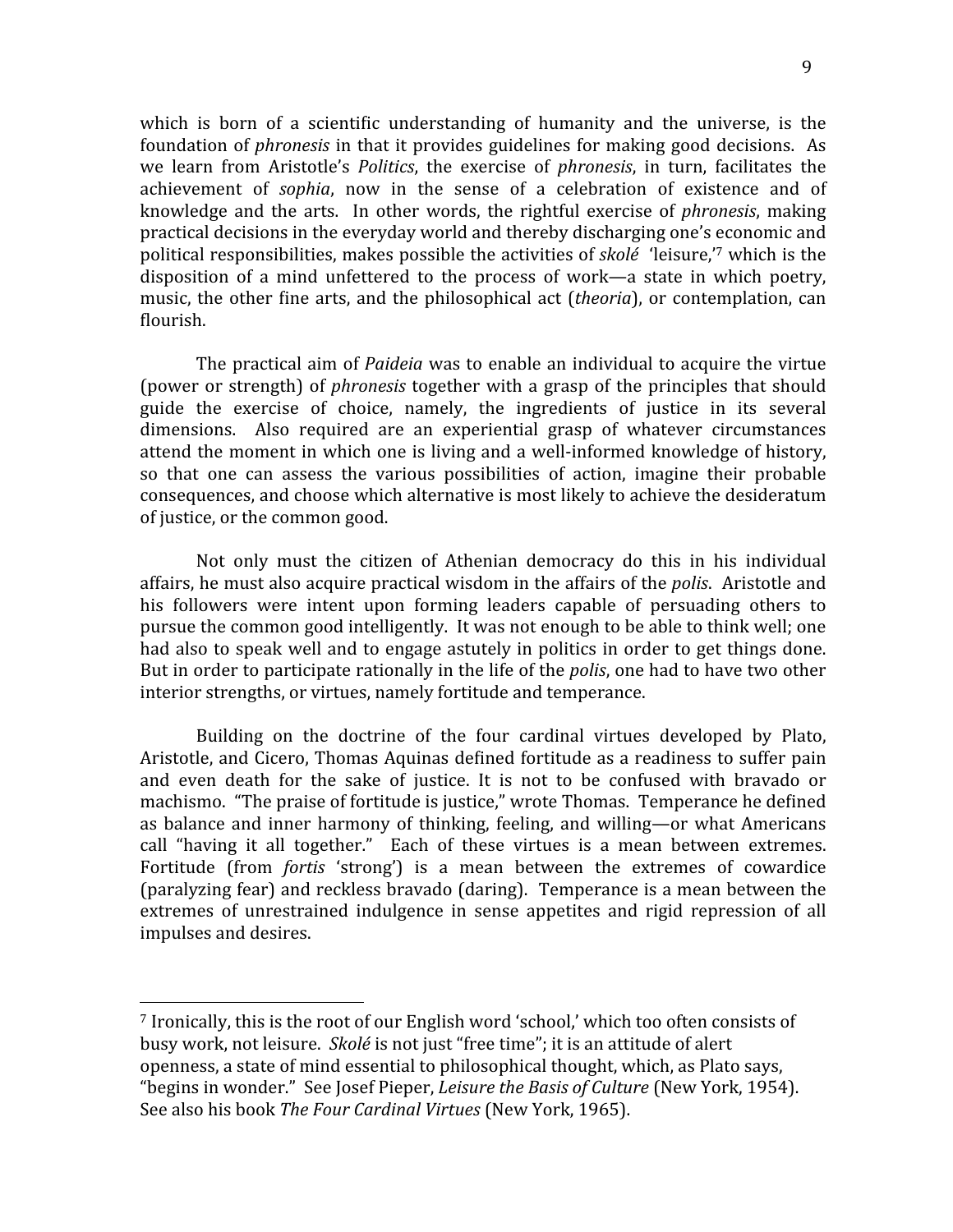which is born of a scientific understanding of humanity and the universe, is the foundation of *phronesis* in that it provides guidelines for making good decisions. As we learn from Aristotle's *Politics*, the exercise of *phronesis*, in turn, facilitates the achievement of *sophia*, now in the sense of a celebration of existence and of knowledge and the arts. In other words, the rightful exercise of *phronesis*, making practical decisions in the everyday world and thereby discharging one's economic and political responsibilities, makes possible the activities of *skolé* 'leisure,'[7] which is the disposition of a mind unfettered to the process of work—a state in which poetry, music, the other fine arts, and the philosophical act (*theoria*), or contemplation, can flourish.

The practical aim of *Paideia* was to enable an individual to acquire the virtue (power or strength) of *phronesis* together with a grasp of the principles that should guide the exercise of choice, namely, the ingredients of justice in its several dimensions. Also required are an experiential grasp of whatever circumstances attend the moment in which one is living and a well-informed knowledge of history, so that one can assess the various possibilities of action, imagine their probable consequences, and choose which alternative is most likely to achieve the desideratum of justice, or the common good.

Not only must the citizen of Athenian democracy do this in his individual affairs, he must also acquire practical wisdom in the affairs of the *polis*. Aristotle and his followers were intent upon forming leaders capable of persuading others to pursue the common good intelligently. It was not enough to be able to think well; one had also to speak well and to engage astutely in politics in order to get things done. But in order to participate rationally in the life of the *polis*, one had to have two other interior strengths, or virtues, namely fortitude and temperance.

Building on the doctrine of the four cardinal virtues developed by Plato, Aristotle, and Cicero, Thomas Aquinas defined fortitude as a readiness to suffer pain and even death for the sake of justice. It is not to be confused with bravado or machismo. "The praise of fortitude is justice," wrote Thomas. Temperance he defined as balance and inner harmony of thinking, feeling, and willing—or what Americans call "having it all together." Each of these virtues is a mean between extremes. Fortitude (from *fortis* 'strong') is a mean between the extremes of cowardice (paralyzing fear) and reckless bravado (daring). Temperance is a mean between the extremes of unrestrained indulgence in sense appetites and rigid repression of all impulses and desires.

---

[7] Ironically, this is the root of our English word 'school,' which too often consists of busy work, not leisure. *Skolé* is not just "free time"; it is an attitude of alert openness, a state of mind essential to philosophical thought, which, as Plato says, "begins in wonder." See Josef Pieper, *Leisure the Basis of Culture* (New York, 1954). See also his book *The Four Cardinal Virtues* (New York, 1965).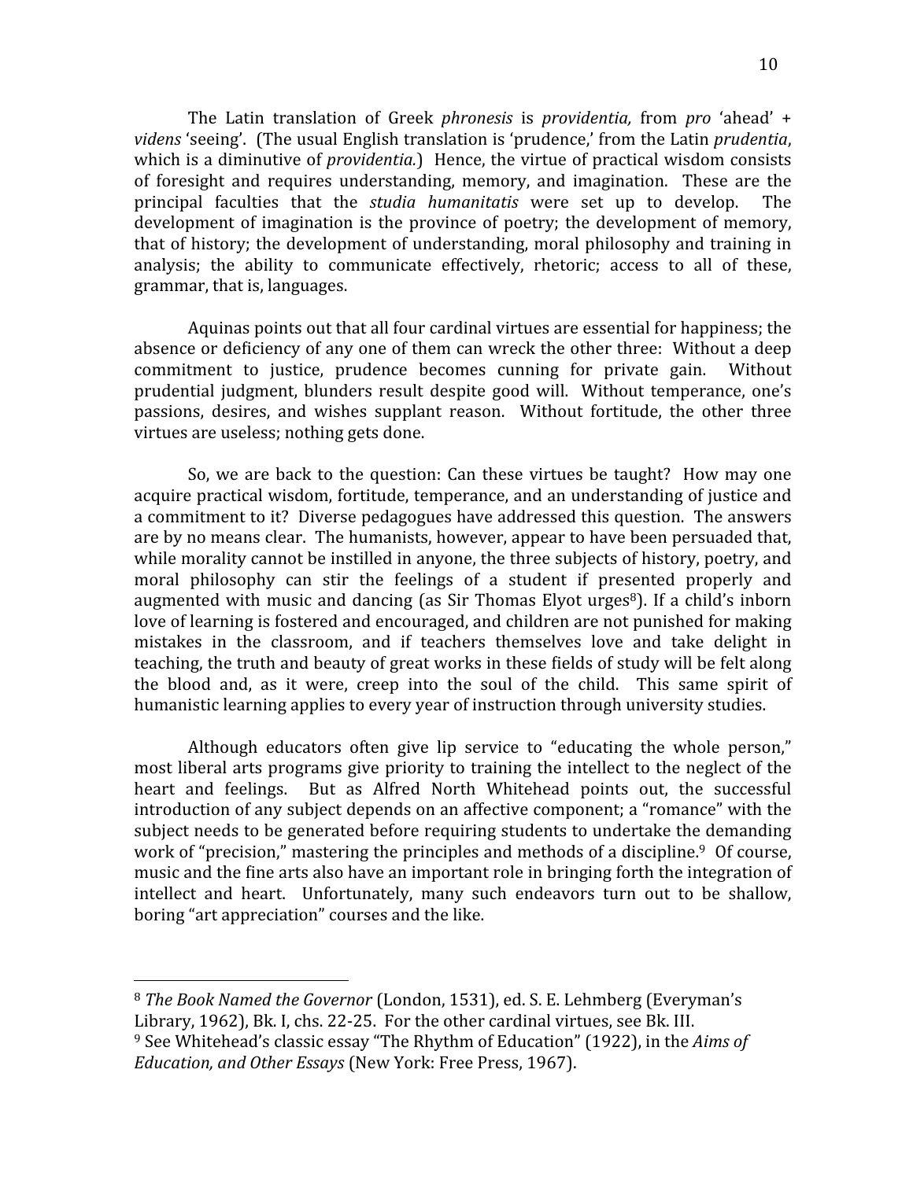The Latin translation of Greek *phronesis* is *providentia,* from *pro* 'ahead' + *videns* 'seeing'. (The usual English translation is 'prudence,' from the Latin *prudentia*, which is a diminutive of *providentia.*) Hence, the virtue of practical wisdom consists of foresight and requires understanding, memory, and imagination. These are the principal faculties that the *studia humanitatis* were set up to develop. The development of imagination is the province of poetry; the development of memory, that of history; the development of understanding, moral philosophy and training in analysis; the ability to communicate effectively, rhetoric; access to all of these, grammar, that is, languages.

Aquinas points out that all four cardinal virtues are essential for happiness; the absence or deficiency of any one of them can wreck the other three: Without a deep commitment to justice, prudence becomes cunning for private gain. Without prudential judgment, blunders result despite good will. Without temperance, one's passions, desires, and wishes supplant reason. Without fortitude, the other three virtues are useless; nothing gets done.

So, we are back to the question: Can these virtues be taught? How may one acquire practical wisdom, fortitude, temperance, and an understanding of justice and a commitment to it? Diverse pedagogues have addressed this question. The answers are by no means clear. The humanists, however, appear to have been persuaded that, while morality cannot be instilled in anyone, the three subjects of history, poetry, and moral philosophy can stir the feelings of a student if presented properly and augmented with music and dancing (as Sir Thomas Elyot urges[8]). If a child's inborn love of learning is fostered and encouraged, and children are not punished for making mistakes in the classroom, and if teachers themselves love and take delight in teaching, the truth and beauty of great works in these fields of study will be felt along the blood and, as it were, creep into the soul of the child. This same spirit of humanistic learning applies to every year of instruction through university studies.

Although educators often give lip service to "educating the whole person," most liberal arts programs give priority to training the intellect to the neglect of the heart and feelings. But as Alfred North Whitehead points out, the successful introduction of any subject depends on an affective component; a "romance" with the subject needs to be generated before requiring students to undertake the demanding work of "precision," mastering the principles and methods of a discipline.[9] Of course, music and the fine arts also have an important role in bringing forth the integration of intellect and heart. Unfortunately, many such endeavors turn out to be shallow, boring "art appreciation" courses and the like.

---

[8] *The Book Named the Governor* (London, 1531), ed. S. E. Lehmberg (Everyman's Library, 1962), Bk. I, chs. 22-25. For the other cardinal virtues, see Bk. III.

[9] See Whitehead's classic essay "The Rhythm of Education" (1922), in the *Aims of Education, and Other Essays* (New York: Free Press, 1967).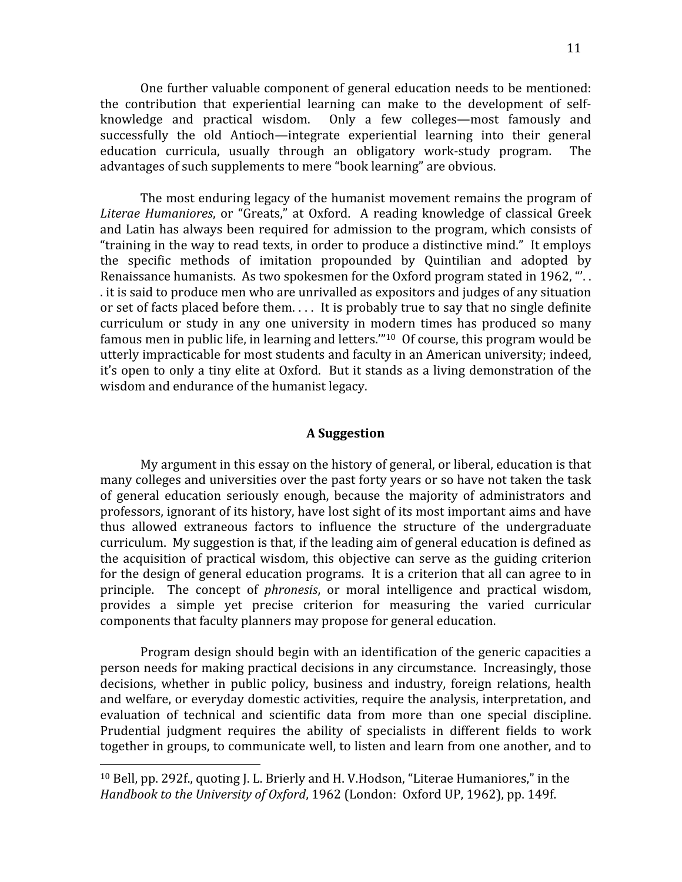One further valuable component of general education needs to be mentioned: the contribution that experiential learning can make to the development of self-knowledge and practical wisdom. Only a few colleges—most famously and successfully the old Antioch—integrate experiential learning into their general education curricula, usually through an obligatory work-study program. The advantages of such supplements to mere "book learning" are obvious.

The most enduring legacy of the humanist movement remains the program of *Literae Humaniores*, or "Greats," at Oxford. A reading knowledge of classical Greek and Latin has always been required for admission to the program, which consists of "training in the way to read texts, in order to produce a distinctive mind." It employs the specific methods of imitation propounded by Quintilian and adopted by Renaissance humanists. As two spokesmen for the Oxford program stated in 1962, "'. . . it is said to produce men who are unrivalled as expositors and judges of any situation or set of facts placed before them. . . . It is probably true to say that no single definite curriculum or study in any one university in modern times has produced so many famous men in public life, in learning and letters.'"[10] Of course, this program would be utterly impracticable for most students and faculty in an American university; indeed, it's open to only a tiny elite at Oxford. But it stands as a living demonstration of the wisdom and endurance of the humanist legacy.

## A Suggestion

My argument in this essay on the history of general, or liberal, education is that many colleges and universities over the past forty years or so have not taken the task of general education seriously enough, because the majority of administrators and professors, ignorant of its history, have lost sight of its most important aims and have thus allowed extraneous factors to influence the structure of the undergraduate curriculum. My suggestion is that, if the leading aim of general education is defined as the acquisition of practical wisdom, this objective can serve as the guiding criterion for the design of general education programs. It is a criterion that all can agree to in principle. The concept of *phronesis*, or moral intelligence and practical wisdom, provides a simple yet precise criterion for measuring the varied curricular components that faculty planners may propose for general education.

Program design should begin with an identification of the generic capacities a person needs for making practical decisions in any circumstance. Increasingly, those decisions, whether in public policy, business and industry, foreign relations, health and welfare, or everyday domestic activities, require the analysis, interpretation, and evaluation of technical and scientific data from more than one special discipline. Prudential judgment requires the ability of specialists in different fields to work together in groups, to communicate well, to listen and learn from one another, and to

---

[10] Bell, pp. 292f., quoting J. L. Brierly and H. V.Hodson, "Literae Humaniores," in the *Handbook to the University of Oxford*, 1962 (London: Oxford UP, 1962), pp. 149f.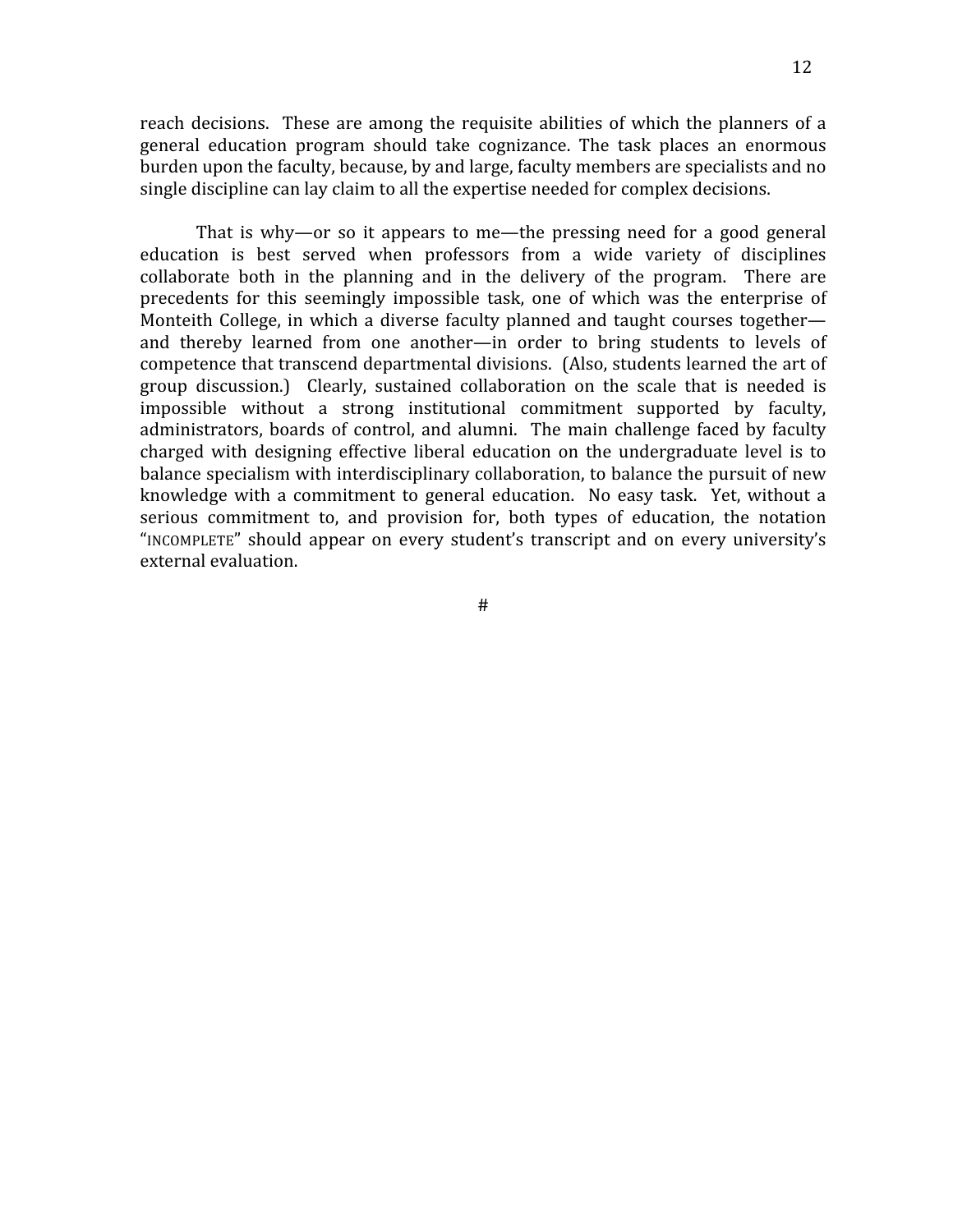reach decisions. These are among the requisite abilities of which the planners of a general education program should take cognizance. The task places an enormous burden upon the faculty, because, by and large, faculty members are specialists and no single discipline can lay claim to all the expertise needed for complex decisions.

That is why—or so it appears to me—the pressing need for a good general education is best served when professors from a wide variety of disciplines collaborate both in the planning and in the delivery of the program. There are precedents for this seemingly impossible task, one of which was the enterprise of Monteith College, in which a diverse faculty planned and taught courses together—and thereby learned from one another—in order to bring students to levels of competence that transcend departmental divisions. (Also, students learned the art of group discussion.) Clearly, sustained collaboration on the scale that is needed is impossible without a strong institutional commitment supported by faculty, administrators, boards of control, and alumni. The main challenge faced by faculty charged with designing effective liberal education on the undergraduate level is to balance specialism with interdisciplinary collaboration, to balance the pursuit of new knowledge with a commitment to general education. No easy task. Yet, without a serious commitment to, and provision for, both types of education, the notation "INCOMPLETE" should appear on every student's transcript and on every university's external evaluation.

#